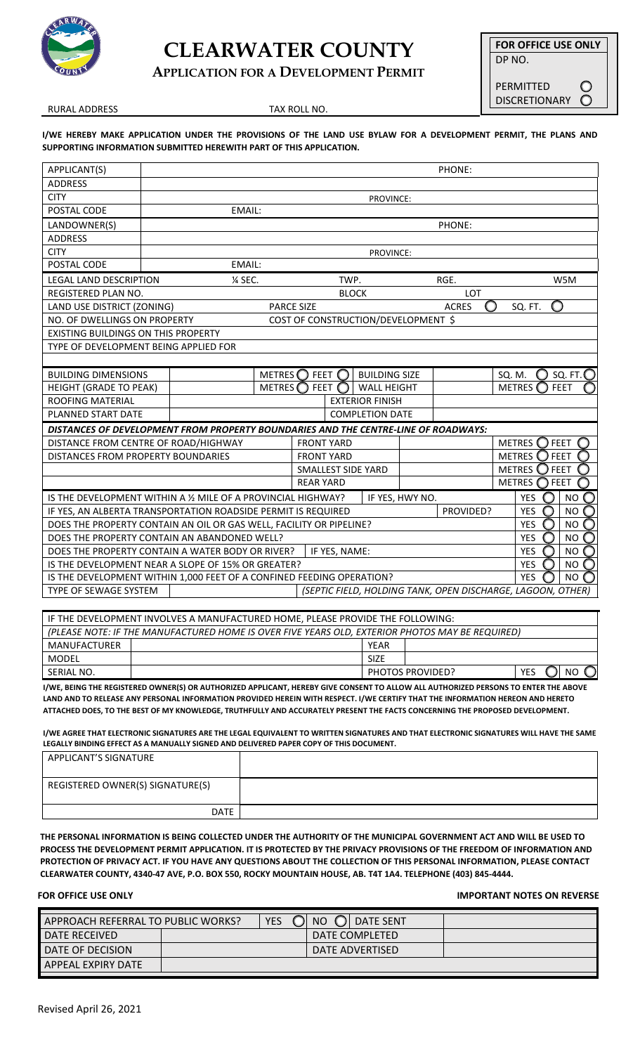# CLEARWATER COUNTY

## APPLICATION FOR A DEVELOPMENT PERMIT

| FOR OFFICE USE ONLY |
|---|
| DP NO. |
| PERMITTED ◯ |
| DISCRETIONARY ◯ |

RURAL ADDRESS TAX ROLL NO.

**I/WE HEREBY MAKE APPLICATION UNDER THE PROVISIONS OF THE LAND USE BYLAW FOR A DEVELOPMENT PERMIT, THE PLANS AND SUPPORTING INFORMATION SUBMITTED HEREWITH PART OF THIS APPLICATION.**

| | | | |
|---|---|---|---|
| APPLICANT(S) | | PHONE: | |
| ADDRESS | | | |
| CITY | | PROVINCE: | |
| POSTAL CODE | | EMAIL: | |
| LANDOWNER(S) | | PHONE: | |
| ADDRESS | | | |
| CITY | | PROVINCE: | |
| POSTAL CODE | | EMAIL: | |

| | | | |
|---|---|---|---|
| LEGAL LAND DESCRIPTION | ¼ SEC. | TWP. | RGE. W5M |
| REGISTERED PLAN NO. | | BLOCK | LOT |
| LAND USE DISTRICT (ZONING) | | PARCE SIZE | ACRES ◯ SQ. FT. ◯ |
| NO. OF DWELLINGS ON PROPERTY | | COST OF CONSTRUCTION/DEVELOPMENT $ | |
| EXISTING BUILDINGS ON THIS PROPERTY | | | |
| TYPE OF DEVELOPMENT BEING APPLIED FOR | | | |

| | | | | | |
|---|---|---|---|---|---|
| BUILDING DIMENSIONS | | METRES ◯ FEET ◯ | BUILDING SIZE | | SQ. M. ◯ SQ. FT. ◯ |
| HEIGHT (GRADE TO PEAK) | | METRES ◯ FEET ◯ | WALL HEIGHT | | METRES ◯ FEET ◯ |
| ROOFING MATERIAL | | | EXTERIOR FINISH | | |
| PLANNED START DATE | | | COMPLETION DATE | | |

***DISTANCES OF DEVELOPMENT FROM PROPERTY BOUNDARIES AND THE CENTRE-LINE OF ROADWAYS:***

| | | | |
|---|---|---|---|
| DISTANCE FROM CENTRE OF ROAD/HIGHWAY | FRONT YARD | | METRES ◯ FEET ◯ |
| DISTANCES FROM PROPERTY BOUNDARIES | FRONT YARD | | METRES ◯ FEET ◯ |
| | SMALLEST SIDE YARD | | METRES ◯ FEET ◯ |
| | REAR YARD | | METRES ◯ FEET ◯ |

| | | |
|---|---|---|
| IS THE DEVELOPMENT WITHIN A ½ MILE OF A PROVINCIAL HIGHWAY? IF YES, HWY NO. | YES ◯ | NO ◯ |
| IF YES, AN ALBERTA TRANSPORTATION ROADSIDE PERMIT IS REQUIRED PROVIDED? | YES ◯ | NO ◯ |
| DOES THE PROPERTY CONTAIN AN OIL OR GAS WELL, FACILITY OR PIPELINE? | YES ◯ | NO ◯ |
| DOES THE PROPERTY CONTAIN AN ABANDONED WELL? | YES ◯ | NO ◯ |
| DOES THE PROPERTY CONTAIN A WATER BODY OR RIVER? IF YES, NAME: | YES ◯ | NO ◯ |
| IS THE DEVELOPMENT NEAR A SLOPE OF 15% OR GREATER? | YES ◯ | NO ◯ |
| IS THE DEVELOPMENT WITHIN 1,000 FEET OF A CONFINED FEEDING OPERATION? | YES ◯ | NO ◯ |
| TYPE OF SEWAGE SYSTEM | *(SEPTIC FIELD, HOLDING TANK, OPEN DISCHARGE, LAGOON, OTHER)* | |

| | | | |
|---|---|---|---|
| IF THE DEVELOPMENT INVOLVES A MANUFACTURED HOME, PLEASE PROVIDE THE FOLLOWING: | | | |
| *(PLEASE NOTE: IF THE MANUFACTURED HOME IS OVER FIVE YEARS OLD, EXTERIOR PHOTOS MAY BE REQUIRED)* | | | |
| MANUFACTURER | | YEAR | |
| MODEL | | SIZE | |
| SERIAL NO. | | PHOTOS PROVIDED? | YES ◯ NO ◯ |

**I/WE, BEING THE REGISTERED OWNER(S) OR AUTHORIZED APPLICANT, HEREBY GIVE CONSENT TO ALLOW ALL AUTHORIZED PERSONS TO ENTER THE ABOVE LAND AND TO RELEASE ANY PERSONAL INFORMATION PROVIDED HEREIN WITH RESPECT. I/WE CERTIFY THAT THE INFORMATION HEREON AND HERETO ATTACHED DOES, TO THE BEST OF MY KNOWLEDGE, TRUTHFULLY AND ACCURATELY PRESENT THE FACTS CONCERNING THE PROPOSED DEVELOPMENT.**

**I/WE AGREE THAT ELECTRONIC SIGNATURES ARE THE LEGAL EQUIVALENT TO WRITTEN SIGNATURES AND THAT ELECTRONIC SIGNATURES WILL HAVE THE SAME LEGALLY BINDING EFFECT AS A MANUALLY SIGNED AND DELIVERED PAPER COPY OF THIS DOCUMENT.**

| | |
|---|---|
| APPLICANT'S SIGNATURE | |
| REGISTERED OWNER(S) SIGNATURE(S) | |
| DATE | |

**THE PERSONAL INFORMATION IS BEING COLLECTED UNDER THE AUTHORITY OF THE MUNICIPAL GOVERNMENT ACT AND WILL BE USED TO PROCESS THE DEVELOPMENT PERMIT APPLICATION. IT IS PROTECTED BY THE PRIVACY PROVISIONS OF THE FREEDOM OF INFORMATION AND PROTECTION OF PRIVACY ACT. IF YOU HAVE ANY QUESTIONS ABOUT THE COLLECTION OF THIS PERSONAL INFORMATION, PLEASE CONTACT CLEARWATER COUNTY, 4340-47 AVE, P.O. BOX 550, ROCKY MOUNTAIN HOUSE, AB. T4T 1A4. TELEPHONE (403) 845-4444.**

**FOR OFFICE USE ONLY** **IMPORTANT NOTES ON REVERSE**

| | | | |
|---|---|---|---|
| APPROACH REFERRAL TO PUBLIC WORKS? | YES ◯ NO ◯ | DATE SENT | |
| DATE RECEIVED | | DATE COMPLETED | |
| DATE OF DECISION | | DATE ADVERTISED | |
| APPEAL EXPIRY DATE | | | |

Revised April 26, 2021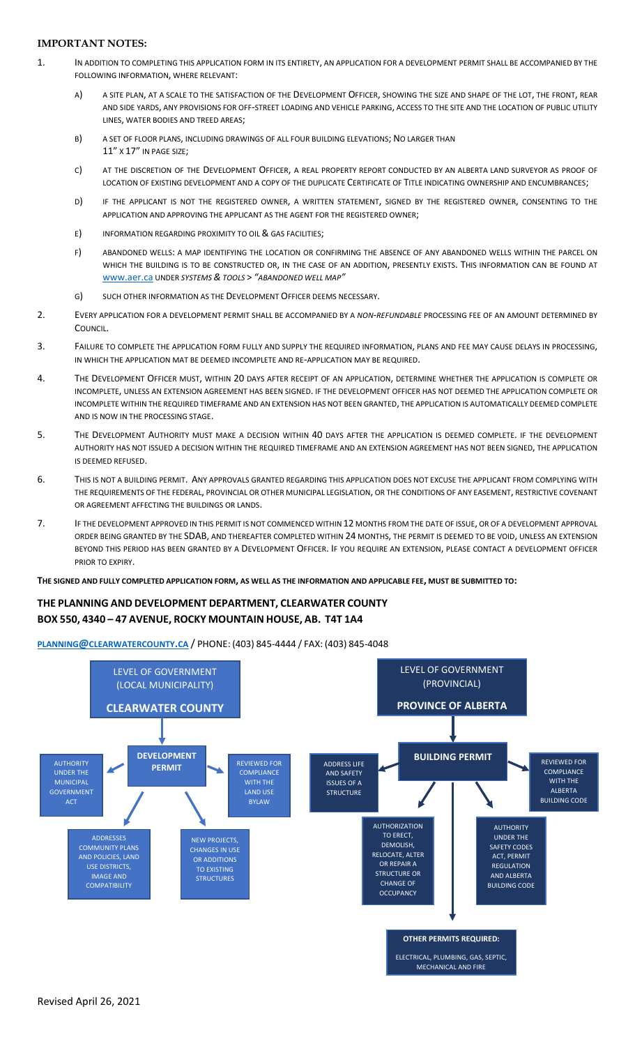## IMPORTANT NOTES:

1. IN ADDITION TO COMPLETING THIS APPLICATION FORM IN ITS ENTIRETY, AN APPLICATION FOR A DEVELOPMENT PERMIT SHALL BE ACCOMPANIED BY THE FOLLOWING INFORMATION, WHERE RELEVANT:

   A) A SITE PLAN, AT A SCALE TO THE SATISFACTION OF THE DEVELOPMENT OFFICER, SHOWING THE SIZE AND SHAPE OF THE LOT, THE FRONT, REAR AND SIDE YARDS, ANY PROVISIONS FOR OFF-STREET LOADING AND VEHICLE PARKING, ACCESS TO THE SITE AND THE LOCATION OF PUBLIC UTILITY LINES, WATER BODIES AND TREED AREAS;

   B) A SET OF FLOOR PLANS, INCLUDING DRAWINGS OF ALL FOUR BUILDING ELEVATIONS; NO LARGER THAN 11" X 17" IN PAGE SIZE;

   C) AT THE DISCRETION OF THE DEVELOPMENT OFFICER, A REAL PROPERTY REPORT CONDUCTED BY AN ALBERTA LAND SURVEYOR AS PROOF OF LOCATION OF EXISTING DEVELOPMENT AND A COPY OF THE DUPLICATE CERTIFICATE OF TITLE INDICATING OWNERSHIP AND ENCUMBRANCES;

   D) IF THE APPLICANT IS NOT THE REGISTERED OWNER, A WRITTEN STATEMENT, SIGNED BY THE REGISTERED OWNER, CONSENTING TO THE APPLICATION AND APPROVING THE APPLICANT AS THE AGENT FOR THE REGISTERED OWNER;

   E) INFORMATION REGARDING PROXIMITY TO OIL & GAS FACILITIES;

   F) ABANDONED WELLS: A MAP IDENTIFYING THE LOCATION OR CONFIRMING THE ABSENCE OF ANY ABANDONED WELLS WITHIN THE PARCEL ON WHICH THE BUILDING IS TO BE CONSTRUCTED OR, IN THE CASE OF AN ADDITION, PRESENTLY EXISTS. THIS INFORMATION CAN BE FOUND AT www.aer.ca UNDER *SYSTEMS & TOOLS > "ABANDONED WELL MAP"*

   G) SUCH OTHER INFORMATION AS THE DEVELOPMENT OFFICER DEEMS NECESSARY.

2. EVERY APPLICATION FOR A DEVELOPMENT PERMIT SHALL BE ACCOMPANIED BY A *NON-REFUNDABLE* PROCESSING FEE OF AN AMOUNT DETERMINED BY COUNCIL.

3. FAILURE TO COMPLETE THE APPLICATION FORM FULLY AND SUPPLY THE REQUIRED INFORMATION, PLANS AND FEE MAY CAUSE DELAYS IN PROCESSING, IN WHICH THE APPLICATION MAT BE DEEMED INCOMPLETE AND RE-APPLICATION MAY BE REQUIRED.

4. THE DEVELOPMENT OFFICER MUST, WITHIN 20 DAYS AFTER RECEIPT OF AN APPLICATION, DETERMINE WHETHER THE APPLICATION IS COMPLETE OR INCOMPLETE, UNLESS AN EXTENSION AGREEMENT HAS BEEN SIGNED. IF THE DEVELOPMENT OFFICER HAS NOT DEEMED THE APPLICATION COMPLETE OR INCOMPLETE WITHIN THE REQUIRED TIMEFRAME AND AN EXTENSION HAS NOT BEEN GRANTED, THE APPLICATION IS AUTOMATICALLY DEEMED COMPLETE AND IS NOW IN THE PROCESSING STAGE.

5. THE DEVELOPMENT AUTHORITY MUST MAKE A DECISION WITHIN 40 DAYS AFTER THE APPLICATION IS DEEMED COMPLETE. IF THE DEVELOPMENT AUTHORITY HAS NOT ISSUED A DECISION WITHIN THE REQUIRED TIMEFRAME AND AN EXTENSION AGREEMENT HAS NOT BEEN SIGNED, THE APPLICATION IS DEEMED REFUSED.

6. THIS IS NOT A BUILDING PERMIT. ANY APPROVALS GRANTED REGARDING THIS APPLICATION DOES NOT EXCUSE THE APPLICANT FROM COMPLYING WITH THE REQUIREMENTS OF THE FEDERAL, PROVINCIAL OR OTHER MUNICIPAL LEGISLATION, OR THE CONDITIONS OF ANY EASEMENT, RESTRICTIVE COVENANT OR AGREEMENT AFFECTING THE BUILDINGS OR LANDS.

7. IF THE DEVELOPMENT APPROVED IN THIS PERMIT IS NOT COMMENCED WITHIN 12 MONTHS FROM THE DATE OF ISSUE, OR OF A DEVELOPMENT APPROVAL ORDER BEING GRANTED BY THE SDAB, AND THEREAFTER COMPLETED WITHIN 24 MONTHS, THE PERMIT IS DEEMED TO BE VOID, UNLESS AN EXTENSION BEYOND THIS PERIOD HAS BEEN GRANTED BY A DEVELOPMENT OFFICER. IF YOU REQUIRE AN EXTENSION, PLEASE CONTACT A DEVELOPMENT OFFICER PRIOR TO EXPIRY.

**THE SIGNED AND FULLY COMPLETED APPLICATION FORM, AS WELL AS THE INFORMATION AND APPLICABLE FEE, MUST BE SUBMITTED TO:**

**THE PLANNING AND DEVELOPMENT DEPARTMENT, CLEARWATER COUNTY**
**BOX 550, 4340 – 47 AVENUE, ROCKY MOUNTAIN HOUSE, AB. T4T 1A4**

**PLANNING@CLEARWATERCOUNTY.CA** / PHONE: (403) 845-4444 / FAX: (403) 845-4048

LEVEL OF GOVERNMENT (LOCAL MUNICIPALITY)

**CLEARWATER COUNTY**

**DEVELOPMENT PERMIT**

AUTHORITY UNDER THE MUNICIPAL GOVERNMENT ACT

REVIEWED FOR COMPLIANCE WITH THE LAND USE BYLAW

ADDRESSES COMMUNITY PLANS AND POLICIES, LAND USE DISTRICTS, IMAGE AND COMPATIBILITY

NEW PROJECTS, CHANGES IN USE OR ADDITIONS TO EXISTING STRUCTURES

LEVEL OF GOVERNMENT (PROVINCIAL)

**PROVINCE OF ALBERTA**

**BUILDING PERMIT**

ADDRESS LIFE AND SAFETY ISSUES OF A STRUCTURE

REVIEWED FOR COMPLIANCE WITH THE ALBERTA BUILDING CODE

AUTHORIZATION TO ERECT, DEMOLISH, RELOCATE, ALTER OR REPAIR A STRUCTURE OR CHANGE OF OCCUPANCY

AUTHORITY UNDER THE SAFETY CODES ACT, PERMIT REGULATION AND ALBERTA BUILDING CODE

**OTHER PERMITS REQUIRED:**

ELECTRICAL, PLUMBING, GAS, SEPTIC, MECHANICAL AND FIRE

Revised April 26, 2021